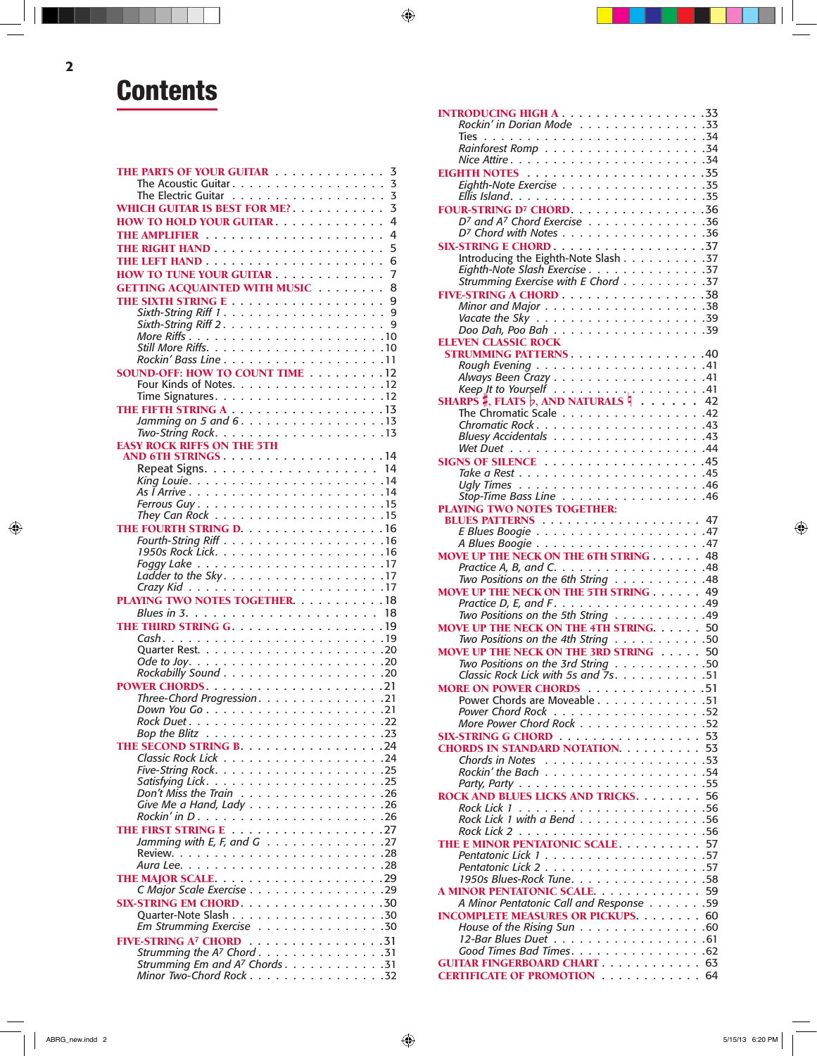# Contents

**THE PARTS OF YOUR GUITAR** . . . . . . . . . . . . . 3
- The Acoustic Guitar . . . . . . . . . . . . . . . . . . 3
- The Electric Guitar . . . . . . . . . . . . . . . . . . 3

**WHICH GUITAR IS BEST FOR ME?** . . . . . . . . . . . 3

**HOW TO HOLD YOUR GUITAR** . . . . . . . . . . . . . 4

**THE AMPLIFIER** . . . . . . . . . . . . . . . . . . . 4

**THE RIGHT HAND** . . . . . . . . . . . . . . . . . . 5

**THE LEFT HAND** . . . . . . . . . . . . . . . . . . . 6

**HOW TO TUNE YOUR GUITAR** . . . . . . . . . . . . . 7

**GETTING ACQUAINTED WITH MUSIC** . . . . . . . . 8

**THE SIXTH STRING E** . . . . . . . . . . . . . . . . 9
- *Sixth-String Riff 1* . . . . . . . . . . . . . . . . . 9
- *Sixth-String Riff 2* . . . . . . . . . . . . . . . . . 9
- *More Riffs* . . . . . . . . . . . . . . . . . . . . . 10
- *Still More Riffs* . . . . . . . . . . . . . . . . . . 10
- *Rockin' Bass Line* . . . . . . . . . . . . . . . . . 11

**SOUND-OFF: HOW TO COUNT TIME** . . . . . . . . 12
- Four Kinds of Notes . . . . . . . . . . . . . . . . 12
- Time Signatures . . . . . . . . . . . . . . . . . . . 12

**THE FIFTH STRING A** . . . . . . . . . . . . . . . . 13
- *Jamming on 5 and 6* . . . . . . . . . . . . . . . . 13
- *Two-String Rock* . . . . . . . . . . . . . . . . . . 13

**EASY ROCK RIFFS ON THE 5TH AND 6TH STRINGS** . . . . . . . . . . . . . . . . . 14
- Repeat Signs . . . . . . . . . . . . . . . . . . . . 14
- *King Louie* . . . . . . . . . . . . . . . . . . . . . 14
- *As I Arrive* . . . . . . . . . . . . . . . . . . . . . 14
- *Ferrous Guy* . . . . . . . . . . . . . . . . . . . . . 15
- *They Can Rock* . . . . . . . . . . . . . . . . . . . 15

**THE FOURTH STRING D** . . . . . . . . . . . . . . . 16
- *Fourth-String Riff* . . . . . . . . . . . . . . . . . 16
- *1950s Rock Lick* . . . . . . . . . . . . . . . . . . 16
- *Foggy Lake* . . . . . . . . . . . . . . . . . . . . . 17
- *Ladder to the Sky* . . . . . . . . . . . . . . . . . 17
- *Crazy Kid* . . . . . . . . . . . . . . . . . . . . . . 17

**PLAYING TWO NOTES TOGETHER** . . . . . . . . . . 18
- *Blues in 3* . . . . . . . . . . . . . . . . . . . . . 18

**THE THIRD STRING G** . . . . . . . . . . . . . . . . 19
- *Cash* . . . . . . . . . . . . . . . . . . . . . . . . 19
- Quarter Rest . . . . . . . . . . . . . . . . . . . . 20
- *Ode to Joy* . . . . . . . . . . . . . . . . . . . . . 20
- *Rockabilly Sound* . . . . . . . . . . . . . . . . . 20

**POWER CHORDS** . . . . . . . . . . . . . . . . . . . 21
- *Three-Chord Progression* . . . . . . . . . . . . . 21
- *Down You Go* . . . . . . . . . . . . . . . . . . . . 21
- *Rock Duet* . . . . . . . . . . . . . . . . . . . . . 22
- *Bop the Blitz* . . . . . . . . . . . . . . . . . . . . 23

**THE SECOND STRING B** . . . . . . . . . . . . . . . 24
- *Classic Rock Lick* . . . . . . . . . . . . . . . . . 24
- *Five-String Rock* . . . . . . . . . . . . . . . . . . 25
- *Satisfying Lick* . . . . . . . . . . . . . . . . . . . 25
- *Don't Miss the Train* . . . . . . . . . . . . . . . 26
- *Give Me a Hand, Lady* . . . . . . . . . . . . . . 26
- *Rockin' in D* . . . . . . . . . . . . . . . . . . . . 26

**THE FIRST STRING E** . . . . . . . . . . . . . . . . 27
- *Jamming with E, F, and G* . . . . . . . . . . . . 27
- Review . . . . . . . . . . . . . . . . . . . . . . . . 28
- *Aura Lee* . . . . . . . . . . . . . . . . . . . . . . 28

**THE MAJOR SCALE** . . . . . . . . . . . . . . . . . 29
- *C Major Scale Exercise* . . . . . . . . . . . . . . 29

**SIX-STRING EM CHORD** . . . . . . . . . . . . . . . 30
- Quarter-Note Slash . . . . . . . . . . . . . . . . . 30
- *Em Strumming Exercise* . . . . . . . . . . . . . 30

**FIVE-STRING A$^7$ CHORD** . . . . . . . . . . . . . . 31
- *Strumming the A$^7$ Chord* . . . . . . . . . . . . . 31
- *Strumming Em and A$^7$ Chords* . . . . . . . . . . 31
- *Minor Two-Chord Rock* . . . . . . . . . . . . . . 32

**INTRODUCING HIGH A** . . . . . . . . . . . . . . . 33
- *Rockin' in Dorian Mode* . . . . . . . . . . . . . 33
- Ties . . . . . . . . . . . . . . . . . . . . . . . . . . 34
- *Rainforest Romp* . . . . . . . . . . . . . . . . . . 34
- *Nice Attire* . . . . . . . . . . . . . . . . . . . . . 34

**EIGHTH NOTES** . . . . . . . . . . . . . . . . . . . 35
- *Eighth-Note Exercise* . . . . . . . . . . . . . . . 35
- *Ellis Island* . . . . . . . . . . . . . . . . . . . . . 35

**FOUR-STRING D$^7$ CHORD** . . . . . . . . . . . . . . 36
- *D$^7$ and A$^7$ Chord Exercise* . . . . . . . . . . . . 36
- *D$^7$ Chord with Notes* . . . . . . . . . . . . . . . 36

**SIX-STRING E CHORD** . . . . . . . . . . . . . . . . 37
- Introducing the Eighth-Note Slash . . . . . . . . 37
- *Eighth-Note Slash Exercise* . . . . . . . . . . . . 37
- *Strumming Exercise with E Chord* . . . . . . . . 37

**FIVE-STRING A CHORD** . . . . . . . . . . . . . . . 38
- *Minor and Major* . . . . . . . . . . . . . . . . . . 38
- *Vacate the Sky* . . . . . . . . . . . . . . . . . . . 39
- *Doo Dah, Poo Bah* . . . . . . . . . . . . . . . . . 39

**ELEVEN CLASSIC ROCK STRUMMING PATTERNS** . . . . . . . . . . . . . . . 40
- *Rough Evening* . . . . . . . . . . . . . . . . . . . 41
- *Always Been Crazy* . . . . . . . . . . . . . . . . . 41
- *Keep It to Yourself* . . . . . . . . . . . . . . . . 41

**SHARPS ♯, FLATS ♭, AND NATURALS ♮** . . . . . . 42
- The Chromatic Scale . . . . . . . . . . . . . . . . 42
- *Chromatic Rock* . . . . . . . . . . . . . . . . . . . 43
- *Bluesy Accidentals* . . . . . . . . . . . . . . . . . 43
- *Wet Duet* . . . . . . . . . . . . . . . . . . . . . . 44

**SIGNS OF SILENCE** . . . . . . . . . . . . . . . . . 45
- *Take a Rest* . . . . . . . . . . . . . . . . . . . . . 45
- *Ugly Times* . . . . . . . . . . . . . . . . . . . . . 46
- *Stop-Time Bass Line* . . . . . . . . . . . . . . . . 46

**PLAYING TWO NOTES TOGETHER: BLUES PATTERNS** . . . . . . . . . . . . . . . . . . . 47
- *E Blues Boogie* . . . . . . . . . . . . . . . . . . . 47
- *A Blues Boogie* . . . . . . . . . . . . . . . . . . . 47

**MOVE UP THE NECK ON THE 6TH STRING** . . . . . 48
- *Practice A, B, and C* . . . . . . . . . . . . . . . . 48
- *Two Positions on the 6th String* . . . . . . . . . 48

**MOVE UP THE NECK ON THE 5TH STRING** . . . . . 49
- *Practice D, E, and F* . . . . . . . . . . . . . . . . 49
- *Two Positions on the 5th String* . . . . . . . . . 49

**MOVE UP THE NECK ON THE 4TH STRING** . . . . . 50
- *Two Positions on the 4th String* . . . . . . . . . 50

**MOVE UP THE NECK ON THE 3RD STRING** . . . . . 50
- *Two Positions on the 3rd String* . . . . . . . . . 50
- *Classic Rock Lick with 5s and 7s* . . . . . . . . 51

**MORE ON POWER CHORDS** . . . . . . . . . . . . . 51
- Power Chords are Moveable . . . . . . . . . . . . 51
- *Power Chord Rock* . . . . . . . . . . . . . . . . . 52
- *More Power Chord Rock* . . . . . . . . . . . . . . 52

**SIX-STRING G CHORD** . . . . . . . . . . . . . . . . 53

**CHORDS IN STANDARD NOTATION** . . . . . . . . . 53
- *Chords in Notes* . . . . . . . . . . . . . . . . . . 53
- *Rockin' the Bach* . . . . . . . . . . . . . . . . . . 54
- *Party, Party* . . . . . . . . . . . . . . . . . . . . . 55

**ROCK AND BLUES LICKS AND TRICKS** . . . . . . . . 56
- *Rock Lick 1* . . . . . . . . . . . . . . . . . . . . . 56
- *Rock Lick 1 with a Bend* . . . . . . . . . . . . . . 56
- *Rock Lick 2* . . . . . . . . . . . . . . . . . . . . . 56

**THE E MINOR PENTATONIC SCALE** . . . . . . . . . . 57
- *Pentatonic Lick 1* . . . . . . . . . . . . . . . . . 57
- *Pentatonic Lick 2* . . . . . . . . . . . . . . . . . 57
- *1950s Blues-Rock Tune* . . . . . . . . . . . . . . 58

**A MINOR PENTATONIC SCALE** . . . . . . . . . . . . 59
- *A Minor Pentatonic Call and Response* . . . . . . 59

**INCOMPLETE MEASURES OR PICKUPS** . . . . . . . . 60
- *House of the Rising Sun* . . . . . . . . . . . . . . 60
- *12-Bar Blues Duet* . . . . . . . . . . . . . . . . . 61
- *Good Times Bad Times* . . . . . . . . . . . . . . . 62

**GUITAR FINGERBOARD CHART** . . . . . . . . . . . . 63

**CERTIFICATE OF PROMOTION** . . . . . . . . . . . . 64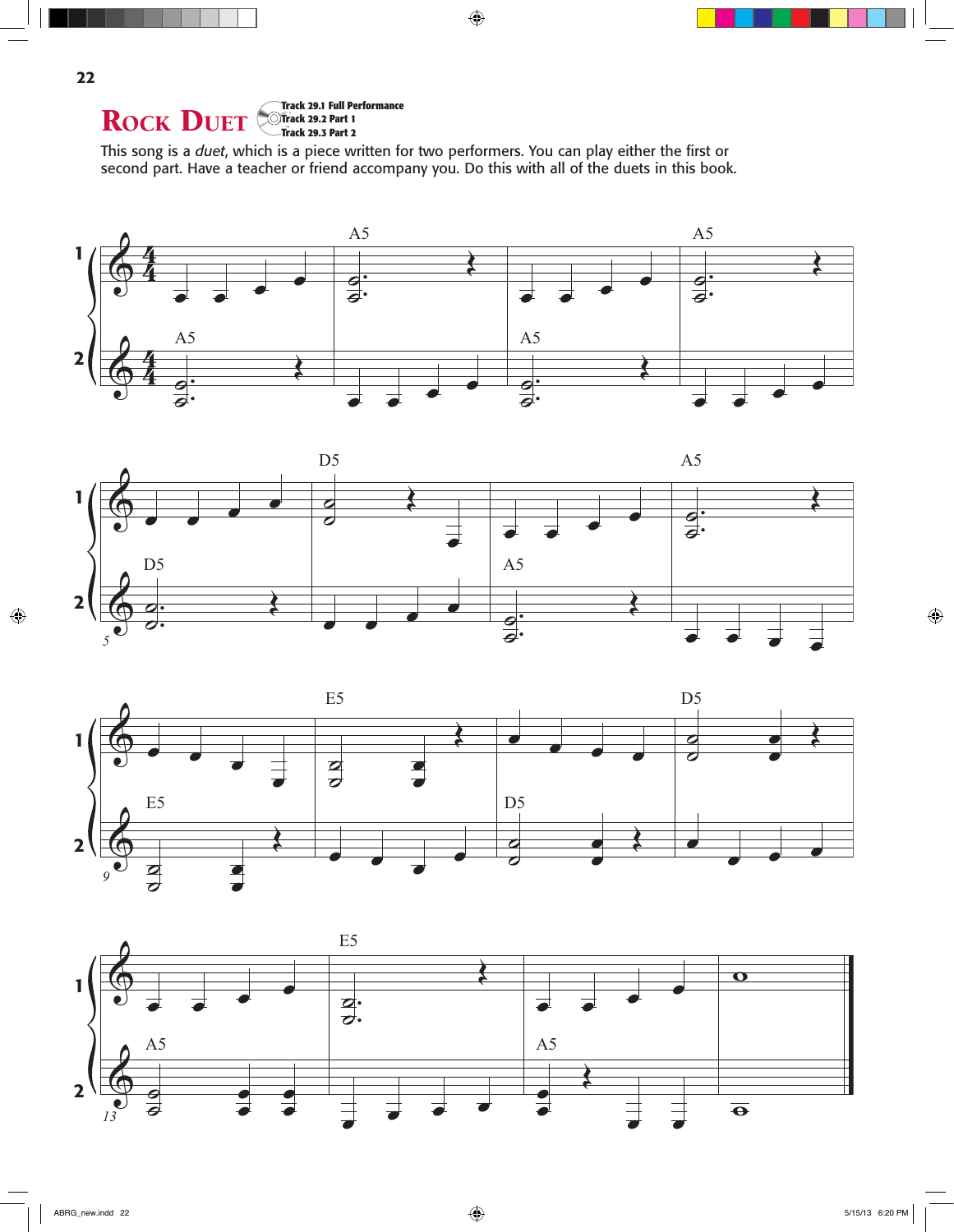# ROCK DUET

Track 29.1 Full Performance
Track 29.2 Part 1
Track 29.3 Part 2

This song is a *duet*, which is a piece written for two performers. You can play either the first or second part. Have a teacher or friend accompany you. Do this with all of the duets in this book.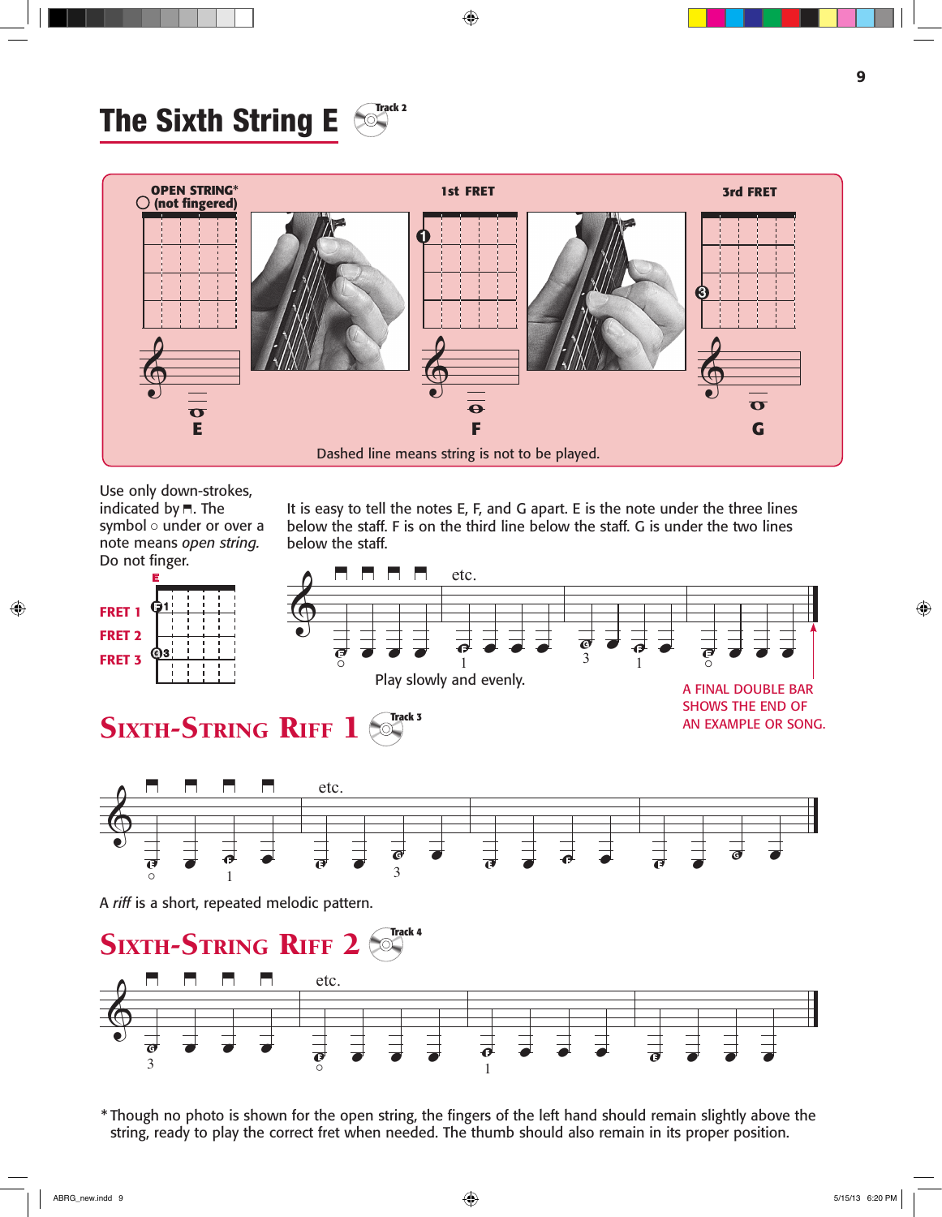# The Sixth String E

Track 2

OPEN STRING*
○ (not fingered)

1st FRET

3rd FRET

E

F

G

Dashed line means string is not to be played.

Use only down-strokes, indicated by ⊓. The symbol ○ under or over a note means *open string*. Do not finger.

E

FRET 1

FRET 2

FRET 3

It is easy to tell the notes E, F, and G apart. E is the note under the three lines below the staff. F is on the third line below the staff. G is under the two lines below the staff.

etc.

Play slowly and evenly.

A FINAL DOUBLE BAR SHOWS THE END OF AN EXAMPLE OR SONG.

## Sixth-String Riff 1

Track 3

etc.

A *riff* is a short, repeated melodic pattern.

## Sixth-String Riff 2

Track 4

etc.

* Though no photo is shown for the open string, the fingers of the left hand should remain slightly above the string, ready to play the correct fret when needed. The thumb should also remain in its proper position.